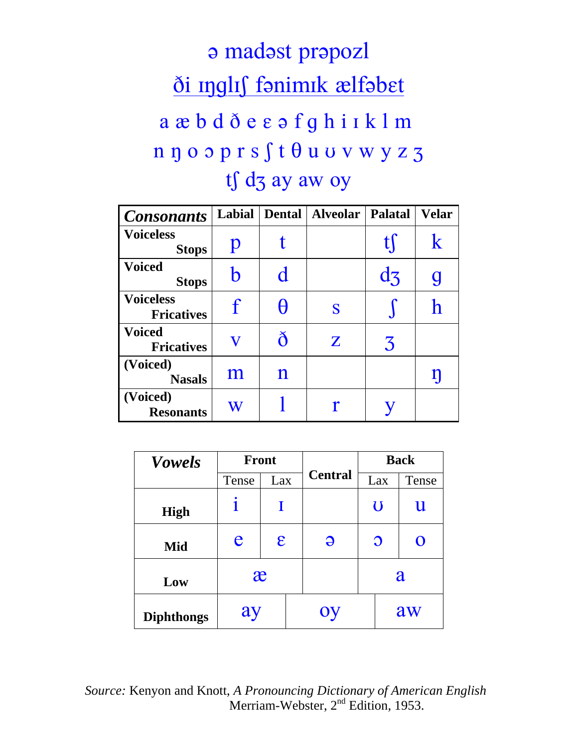# ə madəst prəpozl

## ði ɪŋglɪʃ fənimɪk ælfəbɛt

a æ b d ð e ɛ ə f g h i ɪ k l m

n ŋ o ɔ p r s ʃ t θ u ʊ v w y z ʒ

tʃ dʒ ay aw oy

| ***Consonants*** | **Labial** | **Dental** | **Alveolar** | **Palatal** | **Velar** |
|---|---|---|---|---|---|
| **Voiceless Stops** | p | t | | tʃ | k |
| **Voiced Stops** | b | d | | dʒ | g |
| **Voiceless Fricatives** | f | θ | s | ʃ | h |
| **Voiced Fricatives** | v | ð | z | ʒ | |
| **(Voiced) Nasals** | m | n | | | ŋ |
| **(Voiced) Resonants** | w | l | r | y | |

| ***Vowels*** | **Front** | | **Central** | **Back** | |
|---|---|---|---|---|---|
| | Tense | Lax | | Lax | Tense |
| **High** | i | ɪ | | ʊ | u |
| **Mid** | e | ɛ | ə | ɔ | o |
| **Low** | æ | | | a | |
| **Diphthongs** | ay | | oy | | aw |

*Source:* Kenyon and Knott, *A Pronouncing Dictionary of American English* Merriam-Webster, 2nd Edition, 1953.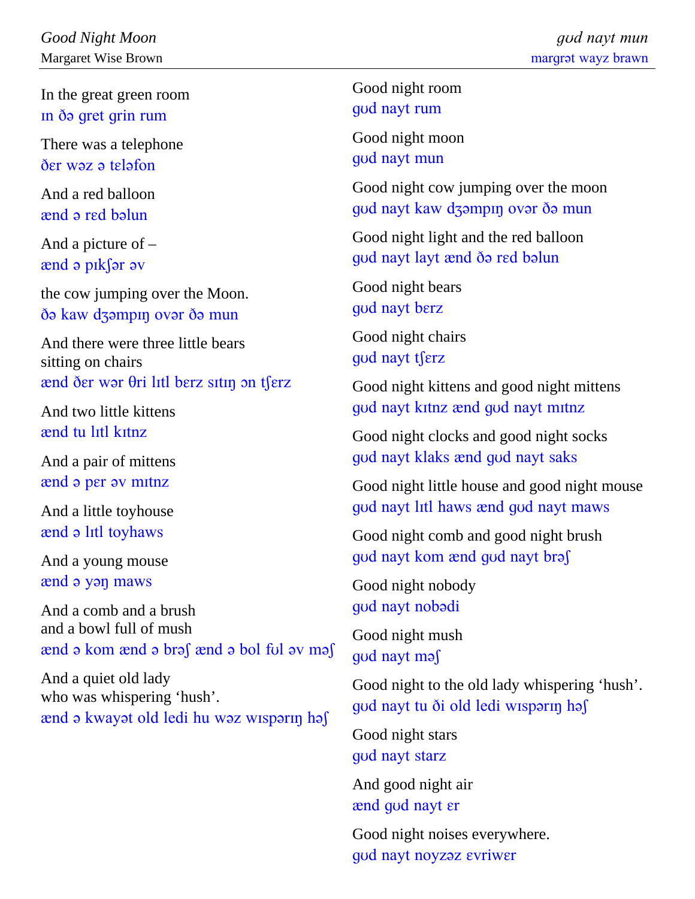*Good Night Moon*

Margaret Wise Brown

*gʊd nayt mun*

margrət wayz brawn

In the great green room
ɪn ðə gret grin rum

There was a telephone
ðɛr wəz ə tɛləfon

And a red balloon
ænd ə rɛd bəlun

And a picture of –
ænd ə pɪkʃər əv

the cow jumping over the Moon.
ðə kaw dʒəmpɪŋ ovər ðə mun

And there were three little bears
sitting on chairs
ænd ðɛr wər θri lɪtl bɛrz sɪtɪŋ ɔn tʃɛrz

And two little kittens
ænd tu lɪtl kɪtnz

And a pair of mittens
ænd ə pɛr əv mɪtnz

And a little toyhouse
ænd ə lɪtl toyhaws

And a young mouse
ænd ə yəŋ maws

And a comb and a brush
and a bowl full of mush
ænd ə kom ænd ə brəʃ ænd ə bol fʊl əv məʃ

And a quiet old lady
who was whispering 'hush'.
ænd ə kwayət old ledi hu wəz wɪspərɪŋ həʃ

Good night room
gʊd nayt rum

Good night moon
gʊd nayt mun

Good night cow jumping over the moon
gʊd nayt kaw dʒəmpɪŋ ovər ðə mun

Good night light and the red balloon
gʊd nayt layt ænd ðə rɛd bəlun

Good night bears
gʊd nayt bɛrz

Good night chairs
gʊd nayt tʃɛrz

Good night kittens and good night mittens
gʊd nayt kɪtnz ænd gʊd nayt mɪtnz

Good night clocks and good night socks
gʊd nayt klaks ænd gʊd nayt saks

Good night little house and good night mouse
gʊd nayt lɪtl haws ænd gʊd nayt maws

Good night comb and good night brush
gʊd nayt kom ænd gʊd nayt brəʃ

Good night nobody
gʊd nayt nobədi

Good night mush
gʊd nayt məʃ

Good night to the old lady whispering 'hush'.
gʊd nayt tu ði old ledi wɪspərɪŋ həʃ

Good night stars
gʊd nayt starz

And good night air
ænd gʊd nayt ɛr

Good night noises everywhere.
gʊd nayt noyzəz ɛvriwɛr